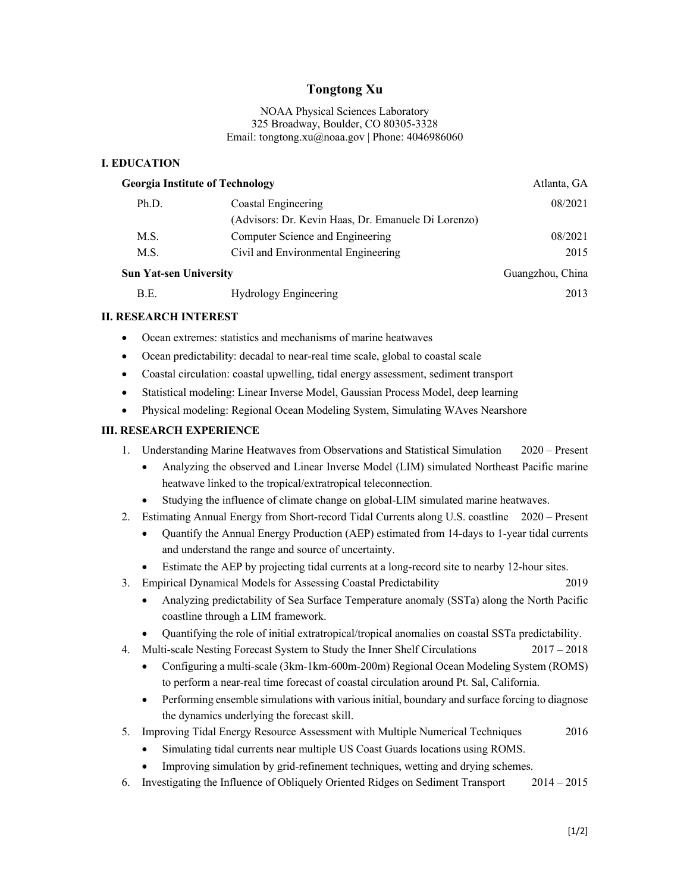# Tongtong Xu

NOAA Physical Sciences Laboratory
325 Broadway, Boulder, CO 80305-3328
Email: tongtong.xu@noaa.gov | Phone: 4046986060

## I. EDUCATION

**Georgia Institute of Technology** — Atlanta, GA

| | | |
|---|---|---|
| Ph.D. | Coastal Engineering (Advisors: Dr. Kevin Haas, Dr. Emanuele Di Lorenzo) | 08/2021 |
| M.S. | Computer Science and Engineering | 08/2021 |
| M.S. | Civil and Environmental Engineering | 2015 |

**Sun Yat-sen University** — Guangzhou, China

| | | |
|---|---|---|
| B.E. | Hydrology Engineering | 2013 |

## II. RESEARCH INTEREST

- Ocean extremes: statistics and mechanisms of marine heatwaves
- Ocean predictability: decadal to near-real time scale, global to coastal scale
- Coastal circulation: coastal upwelling, tidal energy assessment, sediment transport
- Statistical modeling: Linear Inverse Model, Gaussian Process Model, deep learning
- Physical modeling: Regional Ocean Modeling System, Simulating WAves Nearshore

## III. RESEARCH EXPERIENCE

1. Understanding Marine Heatwaves from Observations and Statistical Simulation — 2020 – Present
   - Analyzing the observed and Linear Inverse Model (LIM) simulated Northeast Pacific marine heatwave linked to the tropical/extratropical teleconnection.
   - Studying the influence of climate change on global-LIM simulated marine heatwaves.
2. Estimating Annual Energy from Short-record Tidal Currents along U.S. coastline — 2020 – Present
   - Quantify the Annual Energy Production (AEP) estimated from 14-days to 1-year tidal currents and understand the range and source of uncertainty.
   - Estimate the AEP by projecting tidal currents at a long-record site to nearby 12-hour sites.
3. Empirical Dynamical Models for Assessing Coastal Predictability — 2019
   - Analyzing predictability of Sea Surface Temperature anomaly (SSTa) along the North Pacific coastline through a LIM framework.
   - Quantifying the role of initial extratropical/tropical anomalies on coastal SSTa predictability.
4. Multi-scale Nesting Forecast System to Study the Inner Shelf Circulations — 2017 – 2018
   - Configuring a multi-scale (3km-1km-600m-200m) Regional Ocean Modeling System (ROMS) to perform a near-real time forecast of coastal circulation around Pt. Sal, California.
   - Performing ensemble simulations with various initial, boundary and surface forcing to diagnose the dynamics underlying the forecast skill.
5. Improving Tidal Energy Resource Assessment with Multiple Numerical Techniques — 2016
   - Simulating tidal currents near multiple US Coast Guards locations using ROMS.
   - Improving simulation by grid-refinement techniques, wetting and drying schemes.
6. Investigating the Influence of Obliquely Oriented Ridges on Sediment Transport — 2014 – 2015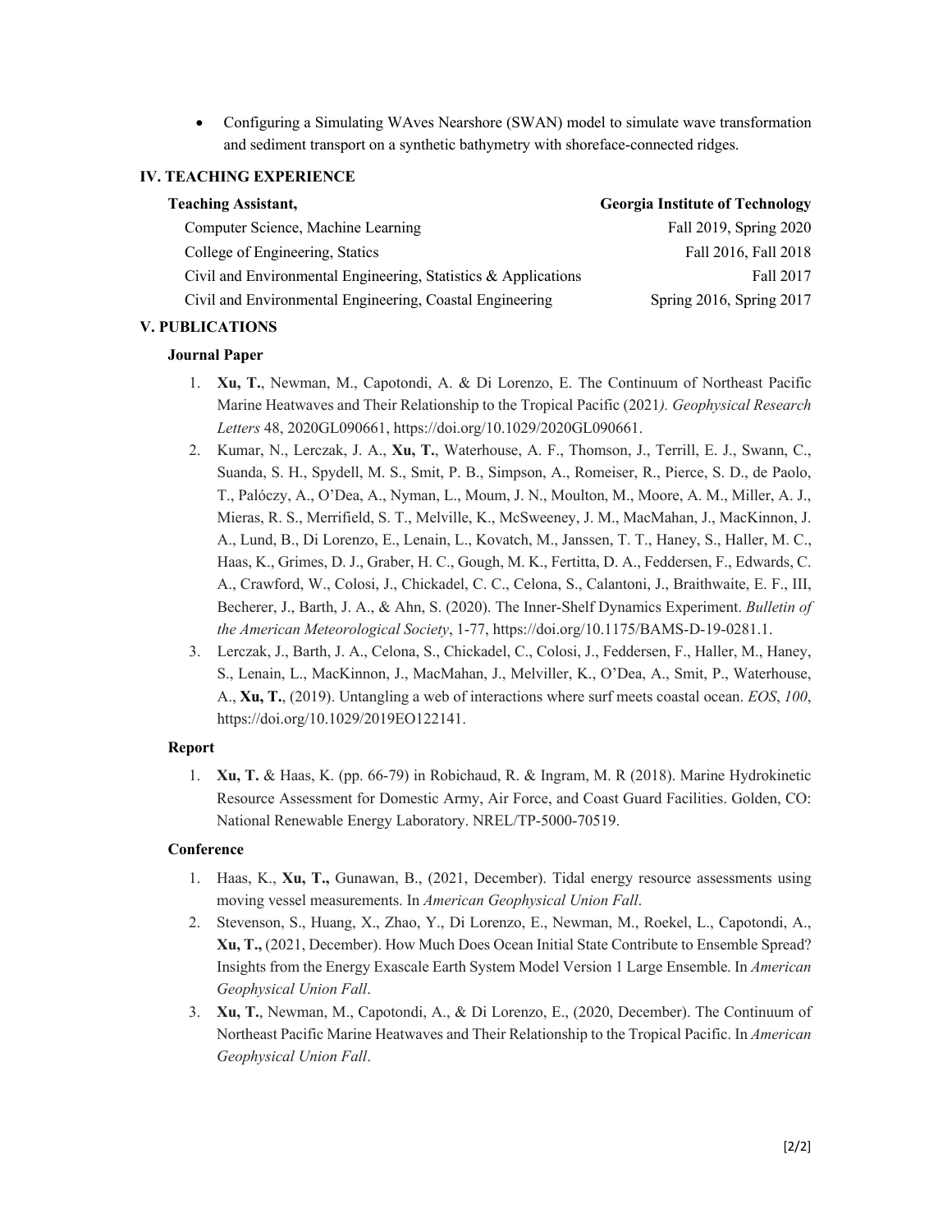- Configuring a Simulating WAves Nearshore (SWAN) model to simulate wave transformation and sediment transport on a synthetic bathymetry with shoreface-connected ridges.

## IV. TEACHING EXPERIENCE

| | |
|---|---|
| **Teaching Assistant,** | **Georgia Institute of Technology** |
| Computer Science, Machine Learning | Fall 2019, Spring 2020 |
| College of Engineering, Statics | Fall 2016, Fall 2018 |
| Civil and Environmental Engineering, Statistics & Applications | Fall 2017 |
| Civil and Environmental Engineering, Coastal Engineering | Spring 2016, Spring 2017 |

## V. PUBLICATIONS

### Journal Paper

1. **Xu, T.**, Newman, M., Capotondi, A. & Di Lorenzo, E. The Continuum of Northeast Pacific Marine Heatwaves and Their Relationship to the Tropical Pacific (2021*). Geophysical Research Letters* 48, 2020GL090661, https://doi.org/10.1029/2020GL090661.
2. Kumar, N., Lerczak, J. A., **Xu, T.**, Waterhouse, A. F., Thomson, J., Terrill, E. J., Swann, C., Suanda, S. H., Spydell, M. S., Smit, P. B., Simpson, A., Romeiser, R., Pierce, S. D., de Paolo, T., Palóczy, A., O'Dea, A., Nyman, L., Moum, J. N., Moulton, M., Moore, A. M., Miller, A. J., Mieras, R. S., Merrifield, S. T., Melville, K., McSweeney, J. M., MacMahan, J., MacKinnon, J. A., Lund, B., Di Lorenzo, E., Lenain, L., Kovatch, M., Janssen, T. T., Haney, S., Haller, M. C., Haas, K., Grimes, D. J., Graber, H. C., Gough, M. K., Fertitta, D. A., Feddersen, F., Edwards, C. A., Crawford, W., Colosi, J., Chickadel, C. C., Celona, S., Calantoni, J., Braithwaite, E. F., III, Becherer, J., Barth, J. A., & Ahn, S. (2020). The Inner-Shelf Dynamics Experiment. *Bulletin of the American Meteorological Society*, 1-77, https://doi.org/10.1175/BAMS-D-19-0281.1.
3. Lerczak, J., Barth, J. A., Celona, S., Chickadel, C., Colosi, J., Feddersen, F., Haller, M., Haney, S., Lenain, L., MacKinnon, J., MacMahan, J., Melviller, K., O'Dea, A., Smit, P., Waterhouse, A., **Xu, T.**, (2019). Untangling a web of interactions where surf meets coastal ocean. *EOS*, *100*, https://doi.org/10.1029/2019EO122141.

### Report

1. **Xu, T.** & Haas, K. (pp. 66-79) in Robichaud, R. & Ingram, M. R (2018). Marine Hydrokinetic Resource Assessment for Domestic Army, Air Force, and Coast Guard Facilities. Golden, CO: National Renewable Energy Laboratory. NREL/TP-5000-70519.

### Conference

1. Haas, K., **Xu, T.,** Gunawan, B., (2021, December). Tidal energy resource assessments using moving vessel measurements. In *American Geophysical Union Fall*.
2. Stevenson, S., Huang, X., Zhao, Y., Di Lorenzo, E., Newman, M., Roekel, L., Capotondi, A., **Xu, T.,** (2021, December). How Much Does Ocean Initial State Contribute to Ensemble Spread? Insights from the Energy Exascale Earth System Model Version 1 Large Ensemble. In *American Geophysical Union Fall*.
3. **Xu, T.**, Newman, M., Capotondi, A., & Di Lorenzo, E., (2020, December). The Continuum of Northeast Pacific Marine Heatwaves and Their Relationship to the Tropical Pacific. In *American Geophysical Union Fall*.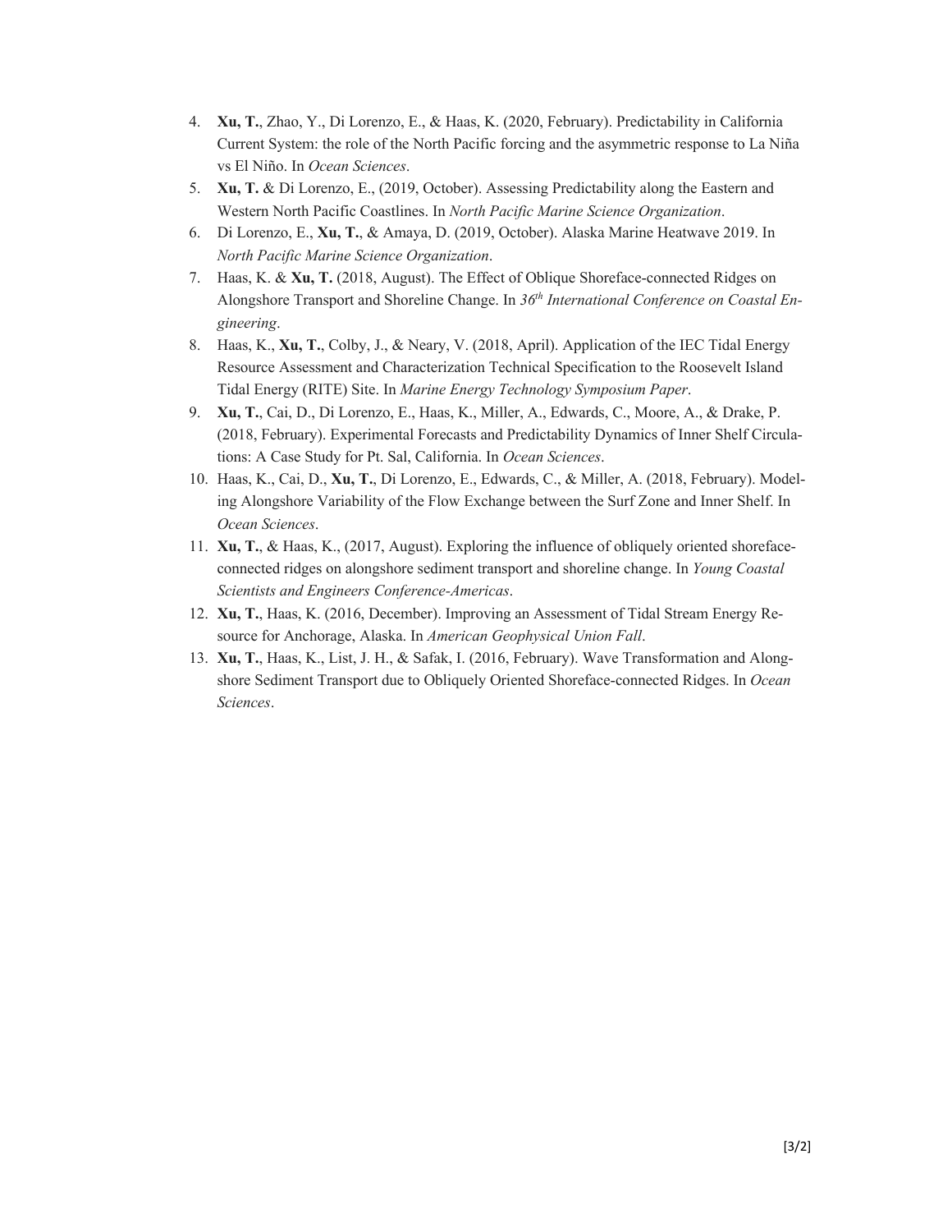4. **Xu, T.**, Zhao, Y., Di Lorenzo, E., & Haas, K. (2020, February). Predictability in California Current System: the role of the North Pacific forcing and the asymmetric response to La Niña vs El Niño. In *Ocean Sciences*.
5. **Xu, T.** & Di Lorenzo, E., (2019, October). Assessing Predictability along the Eastern and Western North Pacific Coastlines. In *North Pacific Marine Science Organization*.
6. Di Lorenzo, E., **Xu, T.**, & Amaya, D. (2019, October). Alaska Marine Heatwave 2019. In *North Pacific Marine Science Organization*.
7. Haas, K. & **Xu, T.** (2018, August). The Effect of Oblique Shoreface-connected Ridges on Alongshore Transport and Shoreline Change. In *36th International Conference on Coastal Engineering*.
8. Haas, K., **Xu, T.**, Colby, J., & Neary, V. (2018, April). Application of the IEC Tidal Energy Resource Assessment and Characterization Technical Specification to the Roosevelt Island Tidal Energy (RITE) Site. In *Marine Energy Technology Symposium Paper*.
9. **Xu, T.**, Cai, D., Di Lorenzo, E., Haas, K., Miller, A., Edwards, C., Moore, A., & Drake, P. (2018, February). Experimental Forecasts and Predictability Dynamics of Inner Shelf Circulations: A Case Study for Pt. Sal, California. In *Ocean Sciences*.
10. Haas, K., Cai, D., **Xu, T.**, Di Lorenzo, E., Edwards, C., & Miller, A. (2018, February). Modeling Alongshore Variability of the Flow Exchange between the Surf Zone and Inner Shelf. In *Ocean Sciences*.
11. **Xu, T.**, & Haas, K., (2017, August). Exploring the influence of obliquely oriented shoreface-connected ridges on alongshore sediment transport and shoreline change. In *Young Coastal Scientists and Engineers Conference-Americas*.
12. **Xu, T.**, Haas, K. (2016, December). Improving an Assessment of Tidal Stream Energy Resource for Anchorage, Alaska. In *American Geophysical Union Fall*.
13. **Xu, T.**, Haas, K., List, J. H., & Safak, I. (2016, February). Wave Transformation and Alongshore Sediment Transport due to Obliquely Oriented Shoreface-connected Ridges. In *Ocean Sciences*.